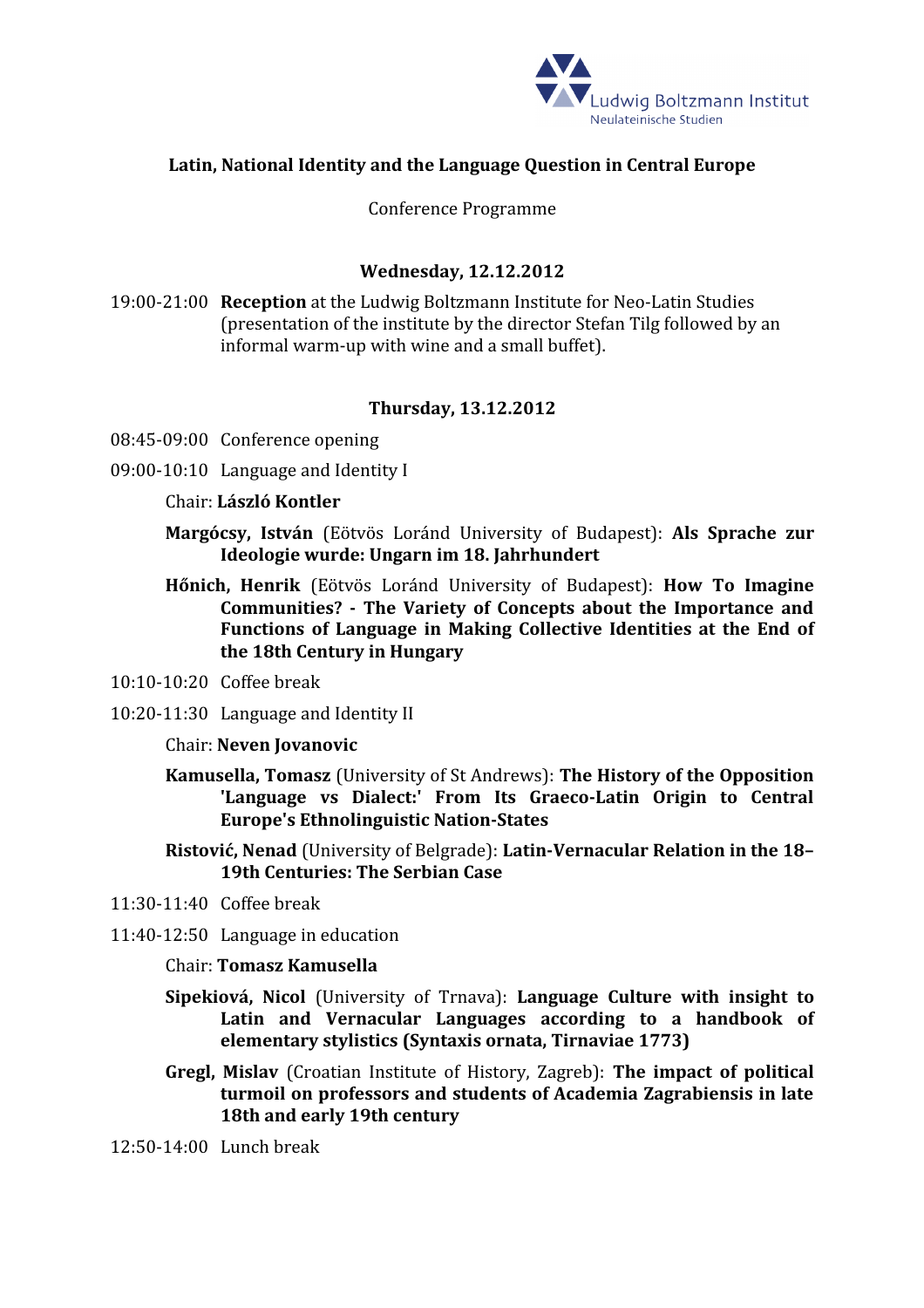Ludwig Boltzmann Institut
Neulateinische Studien

# Latin, National Identity and the Language Question in Central Europe

Conference Programme

## Wednesday, 12.12.2012

19:00-21:00 **Reception** at the Ludwig Boltzmann Institute for Neo-Latin Studies (presentation of the institute by the director Stefan Tilg followed by an informal warm-up with wine and a small buffet).

## Thursday, 13.12.2012

08:45-09:00 Conference opening

09:00-10:10 Language and Identity I

Chair: **László Kontler**

**Margócsy, István** (Eötvös Loránd University of Budapest): **Als Sprache zur Ideologie wurde: Ungarn im 18. Jahrhundert**

**Hőnich, Henrik** (Eötvös Loránd University of Budapest): **How To Imagine Communities? - The Variety of Concepts about the Importance and Functions of Language in Making Collective Identities at the End of the 18th Century in Hungary**

10:10-10:20 Coffee break

10:20-11:30 Language and Identity II

Chair: **Neven Jovanovic**

**Kamusella, Tomasz** (University of St Andrews): **The History of the Opposition 'Language vs Dialect:' From Its Graeco-Latin Origin to Central Europe's Ethnolinguistic Nation-States**

**Ristović, Nenad** (University of Belgrade): **Latin-Vernacular Relation in the 18–19th Centuries: The Serbian Case**

11:30-11:40 Coffee break

11:40-12:50 Language in education

Chair: **Tomasz Kamusella**

**Sipekiová, Nicol** (University of Trnava): **Language Culture with insight to Latin and Vernacular Languages according to a handbook of elementary stylistics (Syntaxis ornata, Tirnaviae 1773)**

**Gregl, Mislav** (Croatian Institute of History, Zagreb): **The impact of political turmoil on professors and students of Academia Zagrabiensis in late 18th and early 19th century**

12:50-14:00 Lunch break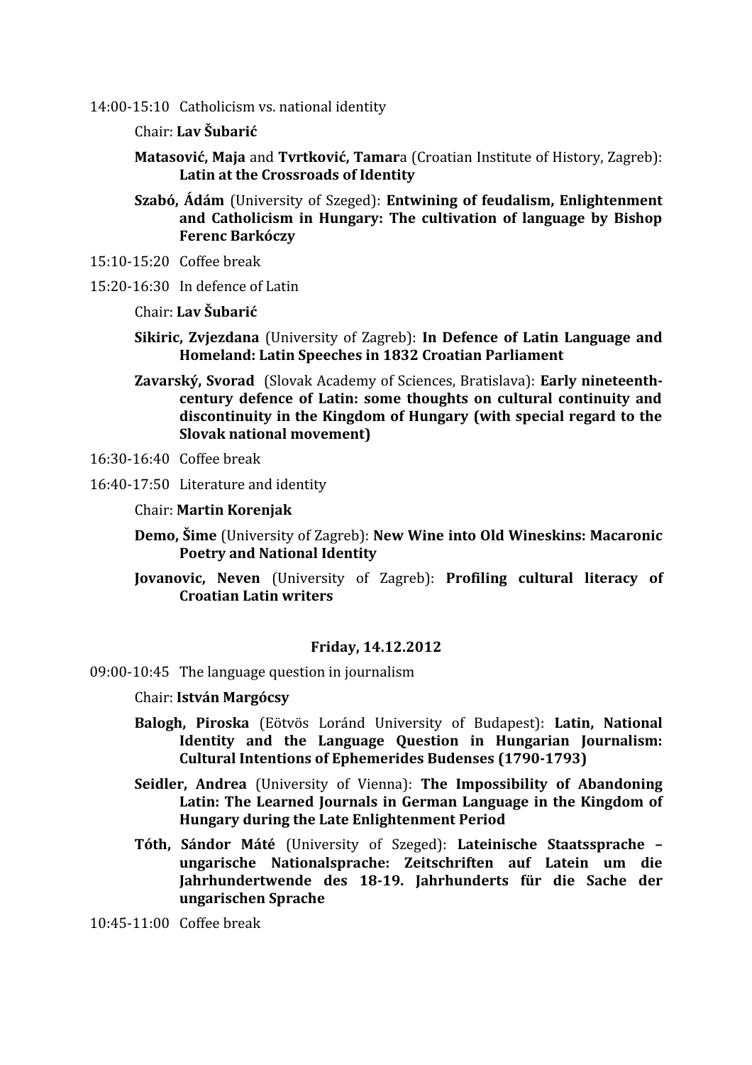14:00-15:10 Catholicism vs. national identity

Chair: **Lav Šubarić**

**Matasović, Maja** and **Tvrtković, Tamar**a (Croatian Institute of History, Zagreb): **Latin at the Crossroads of Identity**

**Szabó, Ádám** (University of Szeged): **Entwining of feudalism, Enlightenment and Catholicism in Hungary: The cultivation of language by Bishop Ferenc Barkóczy**

15:10-15:20 Coffee break

15:20-16:30 In defence of Latin

Chair: **Lav Šubarić**

**Sikiric, Zvjezdana** (University of Zagreb): **In Defence of Latin Language and Homeland: Latin Speeches in 1832 Croatian Parliament**

**Zavarský, Svorad** (Slovak Academy of Sciences, Bratislava): **Early nineteenth-century defence of Latin: some thoughts on cultural continuity and discontinuity in the Kingdom of Hungary (with special regard to the Slovak national movement)**

16:30-16:40 Coffee break

16:40-17:50 Literature and identity

Chair: **Martin Korenjak**

**Demo, Šime** (University of Zagreb): **New Wine into Old Wineskins: Macaronic Poetry and National Identity**

**Jovanovic, Neven** (University of Zagreb): **Profiling cultural literacy of Croatian Latin writers**

## Friday, 14.12.2012

09:00-10:45 The language question in journalism

Chair: **István Margócsy**

**Balogh, Piroska** (Eötvös Loránd University of Budapest): **Latin, National Identity and the Language Question in Hungarian Journalism: Cultural Intentions of Ephemerides Budenses (1790-1793)**

**Seidler, Andrea** (University of Vienna): **The Impossibility of Abandoning Latin: The Learned Journals in German Language in the Kingdom of Hungary during the Late Enlightenment Period**

**Tóth, Sándor Máté** (University of Szeged): **Lateinische Staatssprache – ungarische Nationalsprache: Zeitschriften auf Latein um die Jahrhundertwende des 18-19. Jahrhunderts für die Sache der ungarischen Sprache**

10:45-11:00 Coffee break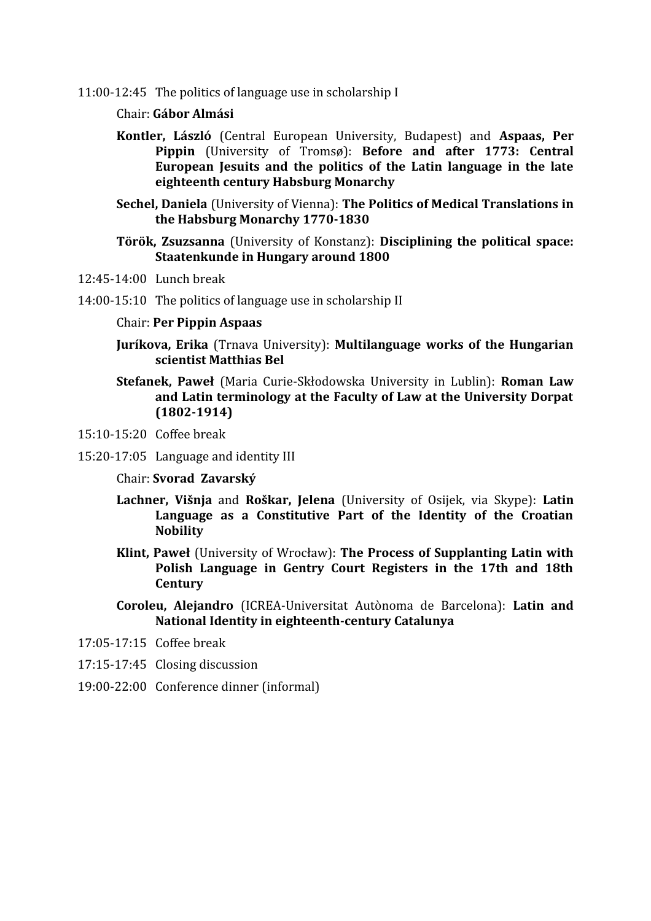11:00-12:45 The politics of language use in scholarship I

Chair: **Gábor Almási**

**Kontler, László** (Central European University, Budapest) and **Aspaas, Per Pippin** (University of Tromsø): **Before and after 1773: Central European Jesuits and the politics of the Latin language in the late eighteenth century Habsburg Monarchy**

**Sechel, Daniela** (University of Vienna): **The Politics of Medical Translations in the Habsburg Monarchy 1770-1830**

**Török, Zsuzsanna** (University of Konstanz): **Disciplining the political space: Staatenkunde in Hungary around 1800**

12:45-14:00 Lunch break

14:00-15:10 The politics of language use in scholarship II

Chair: **Per Pippin Aspaas**

**Juríkova, Erika** (Trnava University): **Multilanguage works of the Hungarian scientist Matthias Bel**

**Stefanek, Paweł** (Maria Curie-Skłodowska University in Lublin): **Roman Law and Latin terminology at the Faculty of Law at the University Dorpat (1802-1914)**

15:10-15:20 Coffee break

15:20-17:05 Language and identity III

Chair: **Svorad Zavarský**

**Lachner, Višnja** and **Roškar, Jelena** (University of Osijek, via Skype): **Latin Language as a Constitutive Part of the Identity of the Croatian Nobility**

**Klint, Paweł** (University of Wrocław): **The Process of Supplanting Latin with Polish Language in Gentry Court Registers in the 17th and 18th Century**

**Coroleu, Alejandro** (ICREA-Universitat Autònoma de Barcelona): **Latin and National Identity in eighteenth-century Catalunya**

17:05-17:15 Coffee break

17:15-17:45 Closing discussion

19:00-22:00 Conference dinner (informal)